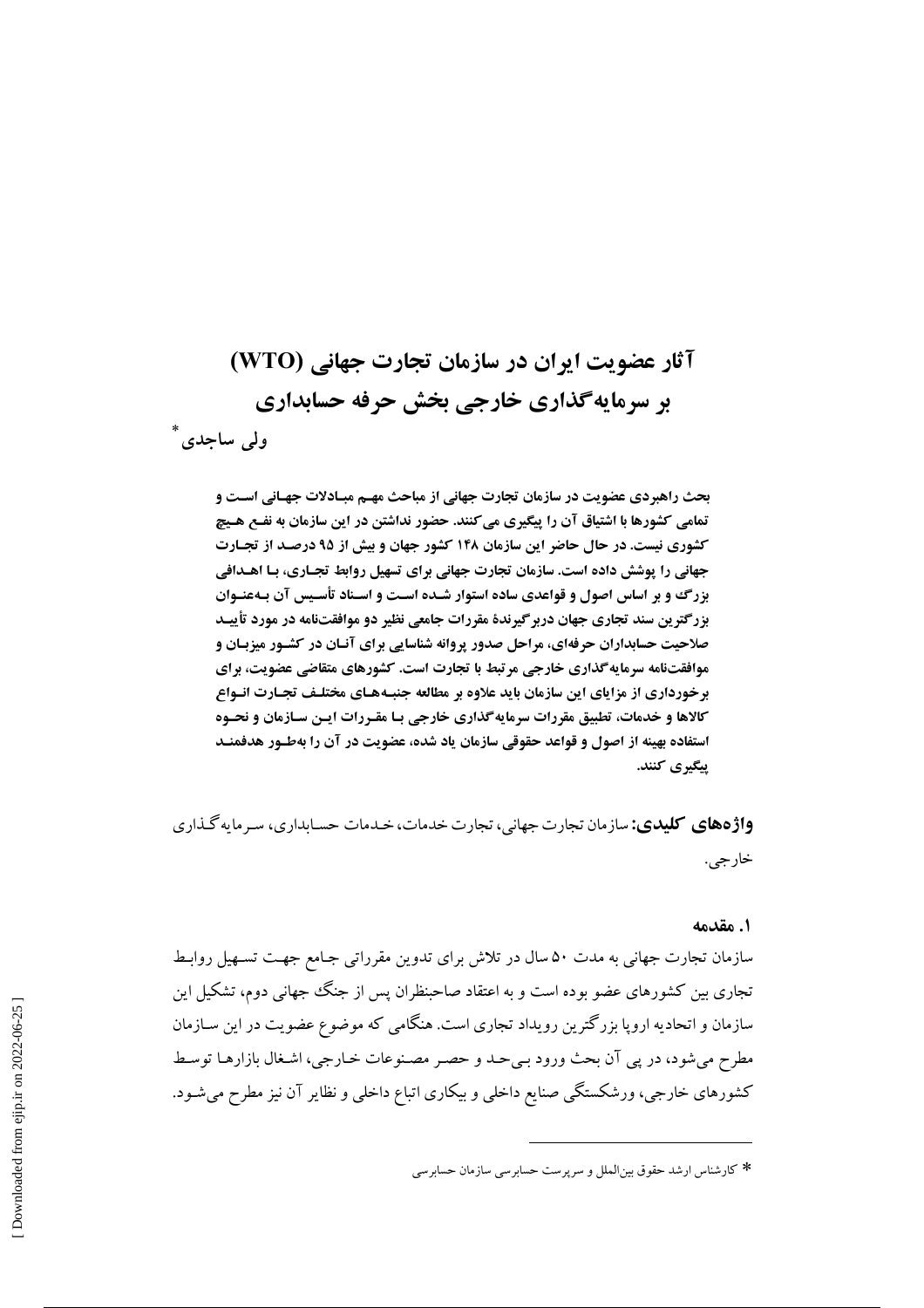# آثار عضویت ایران در سازمان تجارت جهانی (WTO) بر سرمایه‌گذاری خارجی بخش حرفه حسابداری

**ولی ساجدی** *

**بحث راهبردی عضویت در سازمان تجارت جهانی از مباحث مهم مبادلات جهانی است و تمامی کشورها با اشتیاق آن را پیگیری می‌کنند. حضور نداشتن در این سازمان به نفع هیچ کشوری نیست. در حال حاضر این سازمان ۱۴۸ کشور جهان و بیش از ۹۵ درصد از تجارت جهانی را پوشش داده است. سازمان تجارت جهانی برای تسهیل روابط تجاری، با اهدافی بزرگ و بر اساس اصول و قواعدی ساده استوار شده است و اسناد تأسیس آن به‌عنوان بزرگترین سند تجاری جهان دربرگیرندهٔ مقررات جامعی نظیر دو موافقت‌نامه در مورد تأیید صلاحیت حسابداران حرفه‌ای، مراحل صدور پروانه شناسایی برای آنان در کشور میزبان و موافقت‌نامه سرمایه‌گذاری خارجی مرتبط با تجارت است. کشورهای متقاضی عضویت، برای برخورداری از مزایای این سازمان باید علاوه بر مطالعه جنبه‌های مختلف تجارت انواع کالاها و خدمات، تطبیق مقررات سرمایه‌گذاری خارجی با مقررات این سازمان و نحوه استفاده بهینه از اصول و قواعد حقوقی سازمان یاد شده، عضویت در آن را به‌طور هدفمند پیگیری کنند.**

**واژه‌های کلیدی:** سازمان تجارت جهانی، تجارت خدمات، خدمات حسابداری، سرمایه‌گذاری خارجی.

## ۱. مقدمه

سازمان تجارت جهانی به مدت ۵۰ سال در تلاش برای تدوین مقرراتی جامع جهت تسهیل روابط تجاری بین کشورهای عضو بوده است و به اعتقاد صاحبنظران پس از جنگ جهانی دوم، تشکیل این سازمان و اتحادیه اروپا بزرگترین رویداد تجاری است. هنگامی که موضوع عضویت در این سازمان مطرح می‌شود، در پی آن بحث ورود بی‌حد و حصر مصنوعات خارجی، اشغال بازارها توسط کشورهای خارجی، ورشکستگی صنایع داخلی و بیکاری اتباع داخلی و نظایر آن نیز مطرح می‌شود.

---

* کارشناس ارشد حقوق بین‌الملل و سرپرست حسابرسی سازمان حسابرسی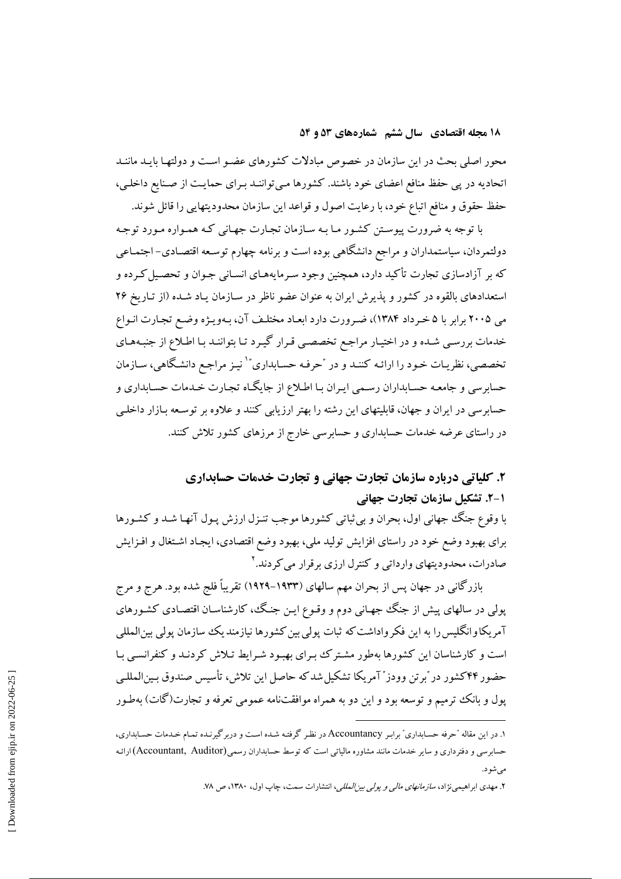محور اصلی بحث در این سازمان در خصوص مبادلات کشورهای عضو است و دولتها باید مانند اتحادیه در پی حفظ منافع اعضای خود باشند. کشورها می‌توانند برای حمایت از صنایع داخلی، حفظ حقوق و منافع اتباع خود، با رعایت اصول و قواعد این سازمان محدودیتهایی را قائل شوند.

با توجه به ضرورت پیوستن کشور ما به سازمان تجارت جهانی که همواره مورد توجه دولتمردان، سیاستمداران و مراجع دانشگاهی بوده است و برنامه چهارم توسعه اقتصادی- اجتماعی که بر آزادسازی تجارت تأکید دارد، همچنین وجود سرمایه‌های انسانی جوان و تحصیل‌کرده و استعدادهای بالقوه در کشور و پذیرش ایران به عنوان عضو ناظر در سازمان یاد شده (از تاریخ ۲۶ می ۲۰۰۵ برابر با ۵ خرداد ۱۳۸۴)، ضرورت دارد ابعاد مختلف آن، به‌ویژه وضع تجارت انواع خدمات بررسی شده و در اختیار مراجع تخصصی قرار گیرد تا بتوانند با اطلاع از جنبه‌های تخصصی، نظریات خود را ارائه کنند و در "حرفه حسابداری"[1] نیز مراجع دانشگاهی، سازمان حسابرسی و جامعه حسابداران رسمی ایران با اطلاع از جایگاه تجارت خدمات حسابداری و حسابرسی در ایران و جهان، قابلیتهای این رشته را بهتر ارزیابی کنند و علاوه بر توسعه بازار داخلی در راستای عرضه خدمات حسابداری و حسابرسی خارج از مرزهای کشور تلاش کنند.

## ۲. کلیاتی درباره سازمان تجارت جهانی و تجارت خدمات حسابداری

### ۲-۱. تشکیل سازمان تجارت جهانی

با وقوع جنگ جهانی اول، بحران و بی‌ثباتی کشورها موجب تنزل ارزش پول آنها شد و کشورها برای بهبود وضع خود در راستای افزایش تولید ملی، بهبود وضع اقتصادی، ایجاد اشتغال و افزایش صادرات، محدودیتهای وارداتی و کنترل ارزی برقرار می‌کردند.[2]

بازرگانی در جهان پس از بحران مهم سالهای (۱۹۳۳-۱۹۲۹) تقریباً فلج شده بود. هرج و مرج پولی در سالهای پیش از جنگ جهانی دوم و وقوع این جنگ، کارشناسان اقتصادی کشورهای آمریکا و انگلیس را به این فکر واداشت که ثبات پولی بین کشورها نیازمند یک سازمان پولی بین‌المللی است و کارشناسان این کشورها به‌طور مشترک برای بهبود شرایط تلاش کردند و کنفرانسی با حضور ۴۴ کشور در "برتن وودز" آمریکا تشکیل شد که حاصل این تلاش، تأسیس صندوق بین‌المللی پول و بانک ترمیم و توسعه بود و این دو به همراه موافقت‌نامه عمومی تعرفه و تجارت (گات) به‌طور

---

۱. در این مقاله "حرفه حسابداری" برابر Accountancy در نظر گرفته شده است و دربرگیرنده تمام خدمات حسابداری، حسابرسی و دفترداری و سایر خدمات مانند مشاوره مالیاتی است که توسط حسابداران رسمی (Accountant, Auditor) ارائه می‌شود.

۲. مهدی ابراهیمی‌نژاد، *سازمانهای مالی و پولی بین‌المللی*، انتشارات سمت، چاپ اول، ۱۳۸۰، ص ۷۸.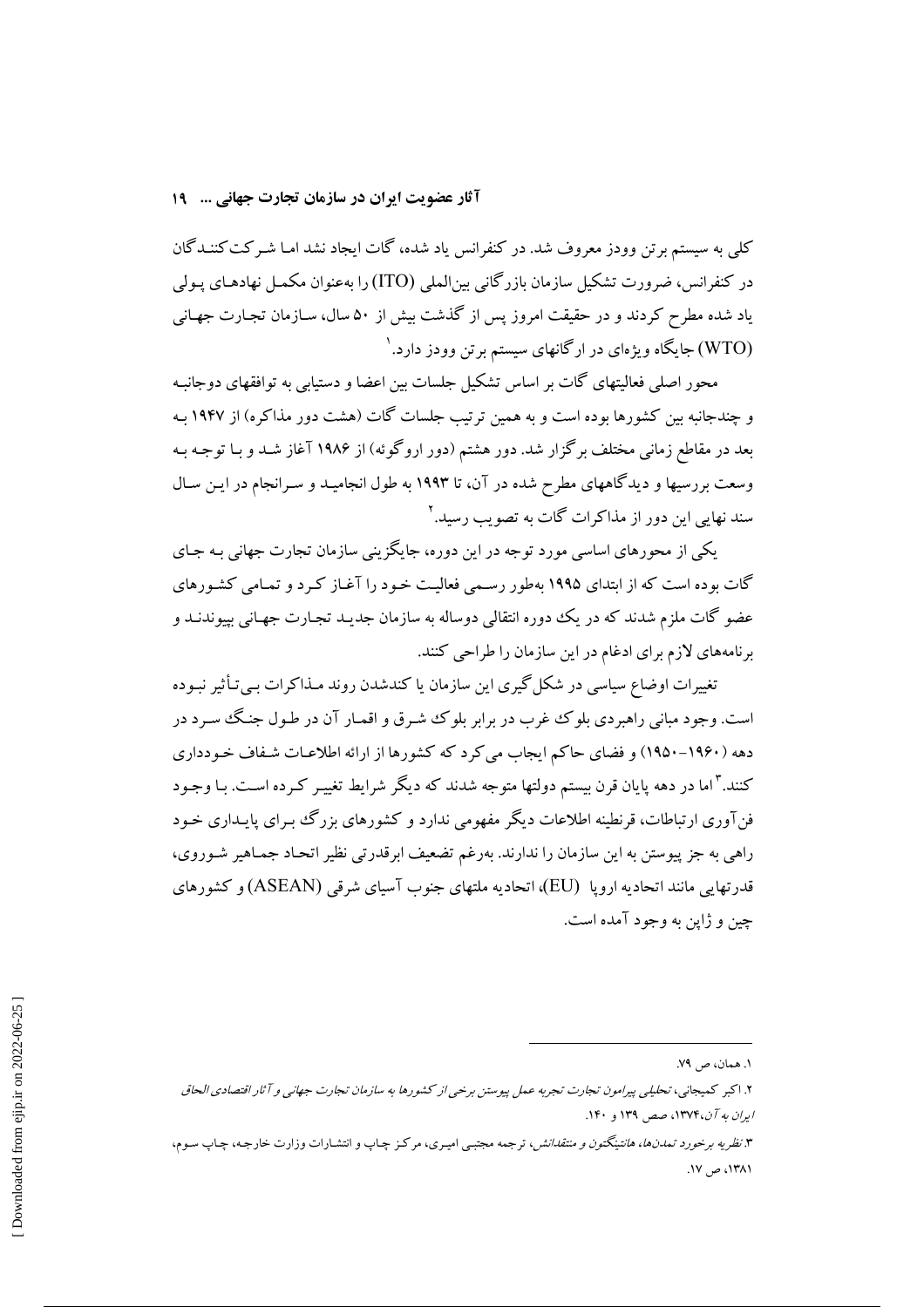کلی به سیستم برتن وودز معروف شد. در کنفرانس یاد شده، گات ایجاد نشد اما شرکت‌کنندگان در کنفرانس، ضرورت تشکیل سازمان بازرگانی بین‌المللی (ITO) را به‌عنوان مکمل نهادهای پولی یاد شده مطرح کردند و در حقیقت امروز پس از گذشت بیش از ۵۰ سال، سازمان تجارت جهانی (WTO) جایگاه ویژه‌ای در ارگانهای سیستم برتن وودز دارد.[۱]

محور اصلی فعالیتهای گات بر اساس تشکیل جلسات بین اعضا و دستیابی به توافقهای دوجانبه و چندجانبه بین کشورها بوده است و به همین ترتیب جلسات گات (هشت دور مذاکره) از ۱۹۴۷ به بعد در مقاطع زمانی مختلف برگزار شد. دور هشتم (دور اروگوئه) از ۱۹۸۶ آغاز شد و با توجه به وسعت بررسیها و دیدگاههای مطرح شده در آن، تا ۱۹۹۳ به طول انجامید و سرانجام در این سال سند نهایی این دور از مذاکرات گات به تصویب رسید.[۲]

یکی از محورهای اساسی مورد توجه در این دوره، جایگزینی سازمان تجارت جهانی به جای گات بوده است که از ابتدای ۱۹۹۵ به‌طور رسمی فعالیت خود را آغاز کرد و تمامی کشورهای عضو گات ملزم شدند که در یک دوره انتقالی دوساله به سازمان جدید تجارت جهانی بپیوندند و برنامه‌های لازم برای ادغام در این سازمان را طراحی کنند.

تغییرات اوضاع سیاسی در شکل‌گیری این سازمان یا کندشدن روند مذاکرات بی‌تأثیر نبوده است. وجود مبانی راهبردی بلوک غرب در برابر بلوک شرق و اقمار آن در طول جنگ سرد در دهه (۱۹۶۰-۱۹۵۰) و فضای حاکم ایجاب می‌کرد که کشورها از ارائه اطلاعات شفاف خودداری کنند.[۳] اما در دهه پایان قرن بیستم دولتها متوجه شدند که دیگر شرایط تغییر کرده است. با وجود فن‌آوری ارتباطات، قرنطینه اطلاعات دیگر مفهومی ندارد و کشورهای بزرگ برای پایداری خود راهی به جز پیوستن به این سازمان را ندارند. به‌رغم تضعیف ابرقدرتی نظیر اتحاد جماهیر شوروی، قدرتهایی مانند اتحادیه اروپا (EU)، اتحادیه ملتهای جنوب آسیای شرقی (ASEAN) و کشورهای چین و ژاپن به وجود آمده است.

---

۱. همان، ص ۷۹.

۲. اکبر کمیجانی، *تحلیلی پیرامون تجارت تجربه عمل پیوستن برخی از کشورها به سازمان تجارت جهانی و آثار اقتصادی الحاق ایران به آن*،۱۳۷۴، صص ۱۳۹ و ۱۴۰.

۳. *نظریه برخورد تمدن‌ها، هانتینگتون و منتقدانش*، ترجمه مجتبی امیری، مرکز چاپ و انتشارات وزارت خارجه، چاپ سوم، ۱۳۸۱، ص ۱۷.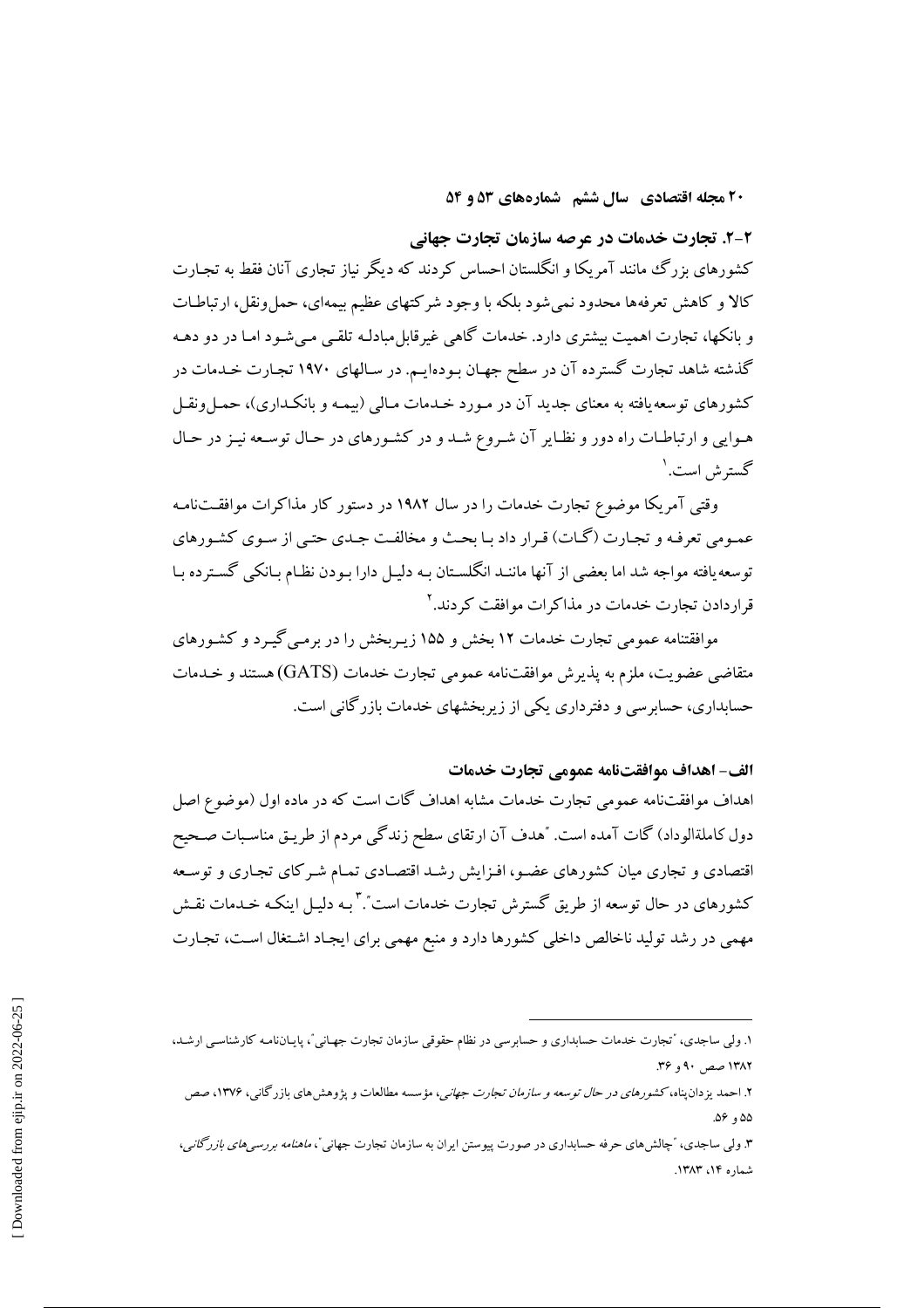## ۲-۲. تجارت خدمات در عرصه سازمان تجارت جهانی

کشورهای بزرگ مانند آمریکا و انگلستان احساس کردند که دیگر نیاز تجاری آنان فقط به تجارت کالا و کاهش تعرفه‌ها محدود نمی‌شود بلکه با وجود شرکتهای عظیم بیمه‌ای، حمل‌ونقل، ارتباطات و بانکها، تجارت اهمیت بیشتری دارد. خدمات گاهی غیرقابل‌مبادله تلقی می‌شود اما در دو دهه گذشته شاهد تجارت گسترده آن در سطح جهان بوده‌ایم. در سالهای ۱۹۷۰ تجارت خدمات در کشورهای توسعه‌یافته به معنای جدید آن در مورد خدمات مالی (بیمه و بانکداری)، حمل‌ونقل هوایی و ارتباطات راه دور و نظایر آن شروع شد و در کشورهای در حال توسعه نیز در حال گسترش است.[1]

وقتی آمریکا موضوع تجارت خدمات را در سال ۱۹۸۲ در دستور کار مذاکرات موافقت‌نامه عمومی تعرفه و تجارت (گات) قرار داد با بحث و مخالفت جدی حتی از سوی کشورهای توسعه‌یافته مواجه شد اما بعضی از آنها مانند انگلستان به دلیل دارا بودن نظام بانکی گسترده با قراردادن تجارت خدمات در مذاکرات موافقت کردند.[2]

موافقتنامه عمومی تجارت خدمات ۱۲ بخش و ۱۵۵ زیربخش را در برمی‌گیرد و کشورهای متقاضی عضویت، ملزم به پذیرش موافقت‌نامه عمومی تجارت خدمات (GATS) هستند و خدمات حسابداری، حسابرسی و دفترداری یکی از زیربخشهای خدمات بازرگانی است.

### الف- اهداف موافقت‌نامه عمومی تجارت خدمات

اهداف موافقت‌نامه عمومی تجارت خدمات مشابه اهداف گات است که در ماده اول (موضوع اصل دول کاملةالوداد) گات آمده است. "هدف آن ارتقای سطح زندگی مردم از طریق مناسبات صحیح اقتصادی و تجاری میان کشورهای عضو، افزایش رشد اقتصادی تمام شرکای تجاری و توسعه کشورهای در حال توسعه از طریق گسترش تجارت خدمات است".[3] به دلیل اینکه خدمات نقش مهمی در رشد تولید ناخالص داخلی کشورها دارد و منبع مهمی برای ایجاد اشتغال است، تجارت

---

۱. ولی ساجدی، "تجارت خدمات حسابداری و حسابرسی در نظام حقوقی سازمان تجارت جهانی"، پایان‌نامه کارشناسی ارشد، ۱۳۸۲ صص ۹۰ و ۳۶.

۲. احمد یزدان‌پناه، *کشورهای در حال توسعه و سازمان تجارت جهانی*، مؤسسه مطالعات و پژوهش‌های بازرگانی، ۱۳۷۶، صص ۵۵ و ۵۶.

۳. ولی ساجدی، "چالش‌های حرفه حسابداری در صورت پیوستن ایران به سازمان تجارت جهانی"، *ماهنامه بررسی‌های بازرگانی*، شماره ۱۴، ۱۳۸۳.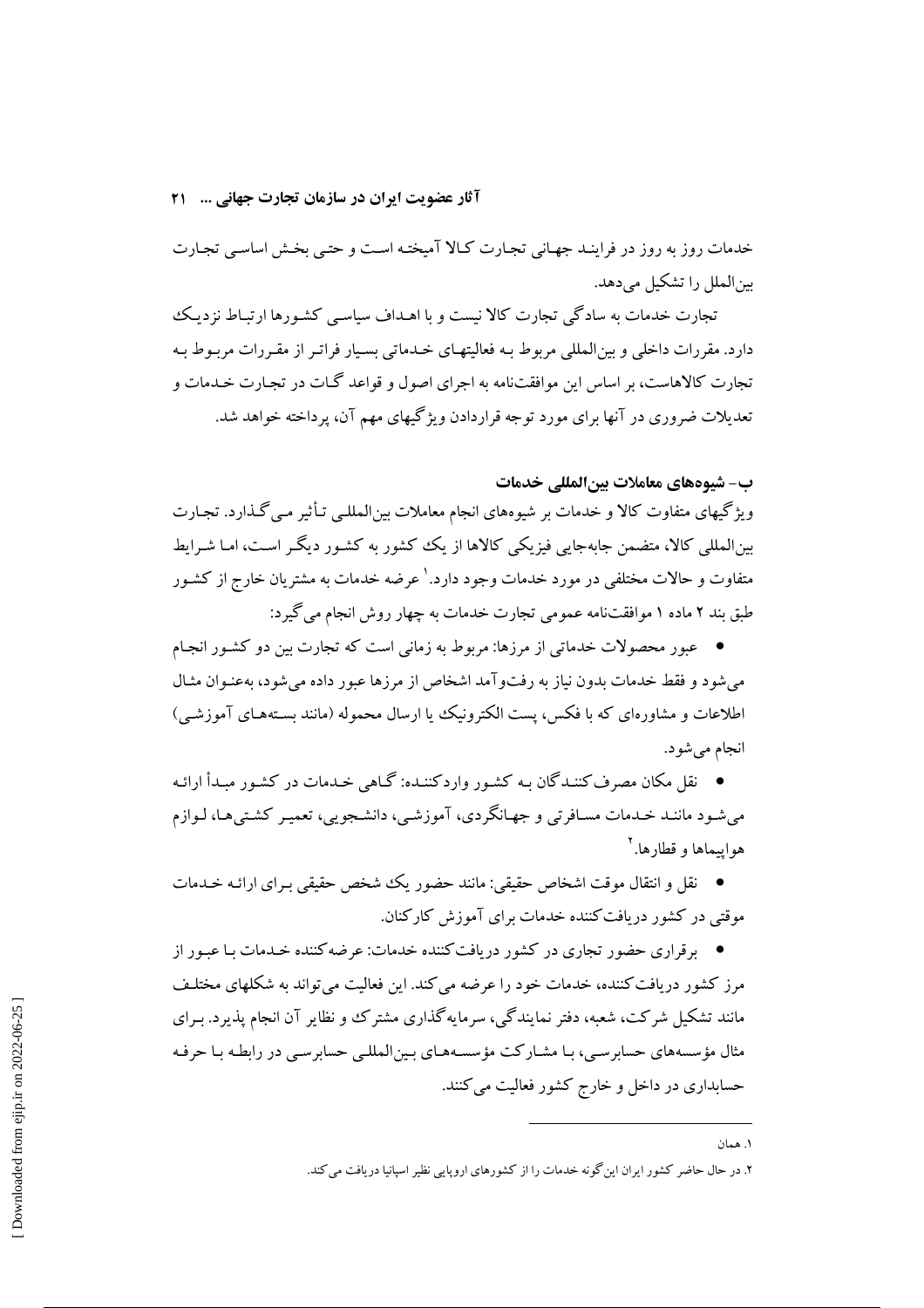خدمات روز به روز در فرایند جهانی تجارت کالا آمیخته است و حتی بخش اساسی تجارت بین‌الملل را تشکیل می‌دهد.

تجارت خدمات به سادگی تجارت کالا نیست و با اهداف سیاسی کشورها ارتباط نزدیک دارد. مقررات داخلی و بین‌المللی مربوط به فعالیتهای خدماتی بسیار فراتر از مقررات مربوط به تجارت کالاهاست، بر اساس این موافقت‌نامه به اجرای اصول و قواعد گات در تجارت خدمات و تعدیلات ضروری در آنها برای مورد توجه قراردادن ویژگیهای مهم آن، پرداخته خواهد شد.

### ب- شیوه‌های معاملات بین‌المللی خدمات

ویژگیهای متفاوت کالا و خدمات بر شیوه‌های انجام معاملات بین‌المللی تأثیر می‌گذارد. تجارت بین‌المللی کالا، متضمن جابه‌جایی فیزیکی کالاها از یک کشور به کشور دیگر است، اما شرایط متفاوت و حالات مختلفی در مورد خدمات وجود دارد.[1] عرضه خدمات به مشتریان خارج از کشور طبق بند ۲ ماده ۱ موافقت‌نامه عمومی تجارت خدمات به چهار روش انجام می‌گیرد:

- عبور محصولات خدماتی از مرزها: مربوط به زمانی است که تجارت بین دو کشور انجام می‌شود و فقط خدمات بدون نیاز به رفت‌وآمد اشخاص از مرزها عبور داده می‌شود، به‌عنوان مثال اطلاعات و مشاوره‌ای که با فکس، پست الکترونیک یا ارسال محموله (مانند بسته‌های آموزشی) انجام می‌شود.
- نقل مکان مصرف‌کنندگان به کشور واردکننده: گاهی خدمات در کشور مبدأ ارائه می‌شود مانند خدمات مسافرتی و جهانگردی، آموزشی، دانشجویی، تعمیر کشتی‌ها، لوازم هواپیماها و قطارها.[2]
- نقل و انتقال موقت اشخاص حقیقی: مانند حضور یک شخص حقیقی برای ارائه خدمات موقتی در کشور دریافت‌کننده خدمات برای آموزش کارکنان.
- برقراری حضور تجاری در کشور دریافت‌کننده خدمات: عرضه‌کننده خدمات با عبور از مرز کشور دریافت‌کننده، خدمات خود را عرضه می‌کند. این فعالیت می‌تواند به شکلهای مختلف مانند تشکیل شرکت، شعبه، دفتر نمایندگی، سرمایه‌گذاری مشترک و نظایر آن انجام پذیرد. برای مثال مؤسسه‌های حسابرسی، با مشارکت مؤسسه‌های بین‌المللی حسابرسی در رابطه با حرفه حسابداری در داخل و خارج کشور فعالیت می‌کنند.

---

۱. همان

۲. در حال حاضر کشور ایران این‌گونه خدمات را از کشورهای اروپایی نظیر اسپانیا دریافت می‌کند.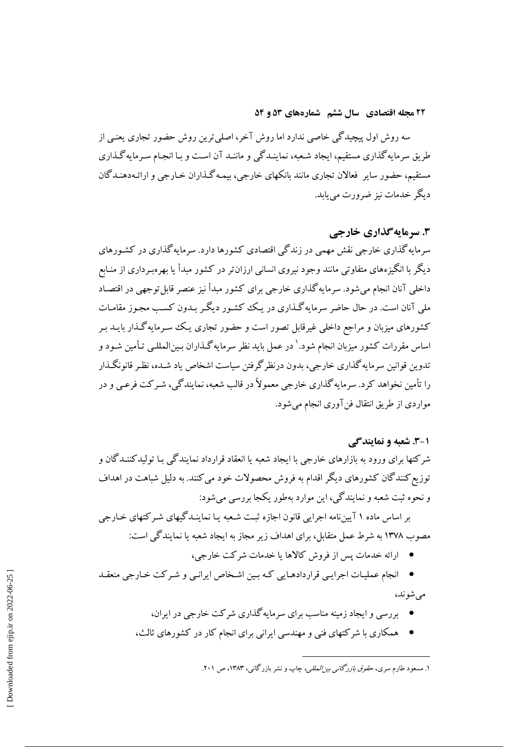سه روش اول پیچیدگی خاصی ندارد اما روش آخر، اصلی‌ترین روش حضور تجاری یعنی از طریق سرمایه‌گذاری مستقیم، ایجاد شعبه، نمایندگی و مانند آن است و با انجام سرمایه‌گذاری مستقیم، حضور سایر فعالان تجاری مانند بانکهای خارجی، بیمه‌گذاران خارجی و ارائه‌دهندگان دیگر خدمات نیز ضرورت می‌یابد.

## ۳. سرمایه‌گذاری خارجی

سرمایه‌گذاری خارجی نقش مهمی در زندگی اقتصادی کشورها دارد. سرمایه‌گذاری در کشورهای دیگر با انگیزه‌های متفاوتی مانند وجود نیروی انسانی ارزان‌تر در کشور مبدأ یا بهره‌برداری از منابع داخلی آنان انجام می‌شود. سرمایه‌گذاری خارجی برای کشور مبدأ نیز عنصر قابل‌توجهی در اقتصاد ملی آنان است. در حال حاضر سرمایه‌گذاری در یک کشور دیگر بدون کسب مجوز مقامات کشورهای میزبان و مراجع داخلی غیرقابل تصور است و حضور تجاری یک سرمایه‌گذار باید بر اساس مقررات کشور میزبان انجام شود.[۱] در عمل باید نظر سرمایه‌گذاران بین‌المللی تأمین شود و تدوین قوانین سرمایه‌گذاری خارجی، بدون درنظرگرفتن سیاست اشخاص یاد شده، نظر قانونگذار را تأمین نخواهد کرد. سرمایه‌گذاری خارجی معمولاً در قالب شعبه، نمایندگی، شرکت فرعی و در مواردی از طریق انتقال فن‌آوری انجام می‌شود.

### ۳-۱. شعبه و نمایندگی

شرکتها برای ورود به بازارهای خارجی با ایجاد شعبه یا انعقاد قرارداد نمایندگی با تولیدکنندگان و توزیع‌کنندگان کشورهای دیگر اقدام به فروش محصولات خود می‌کنند. به دلیل شباهت در اهداف و نحوه ثبت شعبه و نمایندگی، این موارد به‌طور یکجا بررسی می‌شود:

بر اساس ماده ۱ آیین‌نامه اجرایی قانون اجازه ثبت شعبه یا نمایندگیهای شرکتهای خارجی مصوب ۱۳۷۸ به شرط عمل متقابل، برای اهداف زیر مجاز به ایجاد شعبه یا نمایندگی است:

- ارائه خدمات پس از فروش کالاها یا خدمات شرکت خارجی،
- انجام عملیات اجرایی قراردادهایی که بین اشخاص ایرانی و شرکت خارجی منعقد می‌شوند،
- بررسی و ایجاد زمینه مناسب برای سرمایه‌گذاری شرکت خارجی در ایران،
- همکاری با شرکتهای فنی و مهندسی ایرانی برای انجام کار در کشورهای ثالث،

---

۱. مسعود طارم سری، *حقوق بازرگانی بین‌المللی*، چاپ و نشر بازرگانی، ۱۳۸۳، ص ۲۰۱.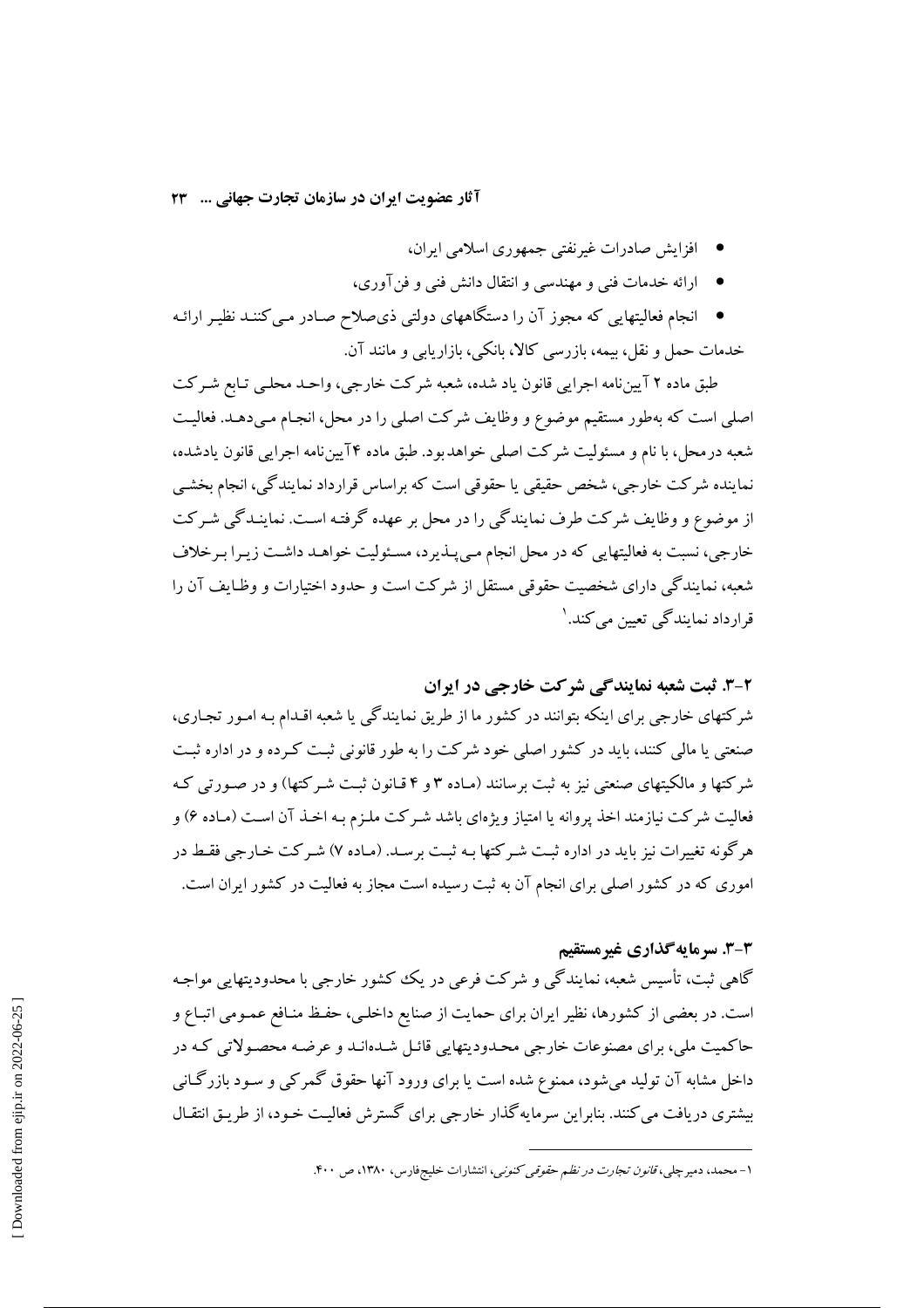- افزایش صادرات غیرنفتی جمهوری اسلامی ایران،
- ارائه خدمات فنی و مهندسی و انتقال دانش فنی و فن‌آوری،
- انجام فعالیتهایی که مجوز آن را دستگاههای دولتی ذی‌صلاح صادر می‌کنند نظیر ارائه خدمات حمل و نقل، بیمه، بازرسی کالا، بانکی، بازاریابی و مانند آن.

طبق ماده ۲ آیین‌نامه اجرایی قانون یاد شده، شعبه شرکت خارجی، واحد محلی تابع شرکت اصلی است که به‌طور مستقیم موضوع و وظایف شرکت اصلی را در محل، انجام می‌دهد. فعالیت شعبه درمحل، با نام و مسئولیت شرکت اصلی خواهد بود. طبق ماده ۴ آیین‌نامه اجرایی قانون یادشده، نماینده شرکت خارجی، شخص حقیقی یا حقوقی است که براساس قرارداد نمایندگی، انجام بخشی از موضوع و وظایف شرکت طرف نمایندگی را در محل بر عهده گرفته است. نمایندگی شرکت خارجی، نسبت به فعالیتهایی که در محل انجام می‌پذیرد، مسئولیت خواهد داشت زیرا برخلاف شعبه، نمایندگی دارای شخصیت حقوقی مستقل از شرکت است و حدود اختیارات و وظایف آن را قرارداد نمایندگی تعیین می‌کند.[1]

### ۲-۳. ثبت شعبه نمایندگی شرکت خارجی در ایران

شرکتهای خارجی برای اینکه بتوانند در کشور ما از طریق نمایندگی یا شعبه اقدام به امور تجاری، صنعتی یا مالی کنند، باید در کشور اصلی خود شرکت را به طور قانونی ثبت کرده و در اداره ثبت شرکتها و مالکیتهای صنعتی نیز به ثبت برسانند (ماده ۳ و ۴ قانون ثبت شرکتها) و در صورتی که فعالیت شرکت نیازمند اخذ پروانه یا امتیاز ویژه‌ای باشد شرکت ملزم به اخذ آن است (ماده ۶) و هرگونه تغییرات نیز باید در اداره ثبت شرکتها به ثبت برسد. (ماده ۷) شرکت خارجی فقط در اموری که در کشور اصلی برای انجام آن به ثبت رسیده است مجاز به فعالیت در کشور ایران است.

### ۳-۳. سرمایه‌گذاری غیرمستقیم

گاهی ثبت، تأسیس شعبه، نمایندگی و شرکت فرعی در یک کشور خارجی با محدودیتهایی مواجه است. در بعضی از کشورها، نظیر ایران برای حمایت از صنایع داخلی، حفظ منافع عمومی اتباع و حاکمیت ملی، برای مصنوعات خارجی محدودیتهایی قائل شده‌اند و عرضه محصولاتی که در داخل مشابه آن تولید می‌شود، ممنوع شده است یا برای ورود آنها حقوق گمرکی و سود بازرگانی بیشتری دریافت می‌کنند. بنابراین سرمایه‌گذار خارجی برای گسترش فعالیت خود، از طریق انتقال

---

[1] - محمد، دمیرچلی، *قانون تجارت در نظم حقوقی کنونی*، انتشارات خلیج‌فارس، ۱۳۸۰، ص ۴۰۰.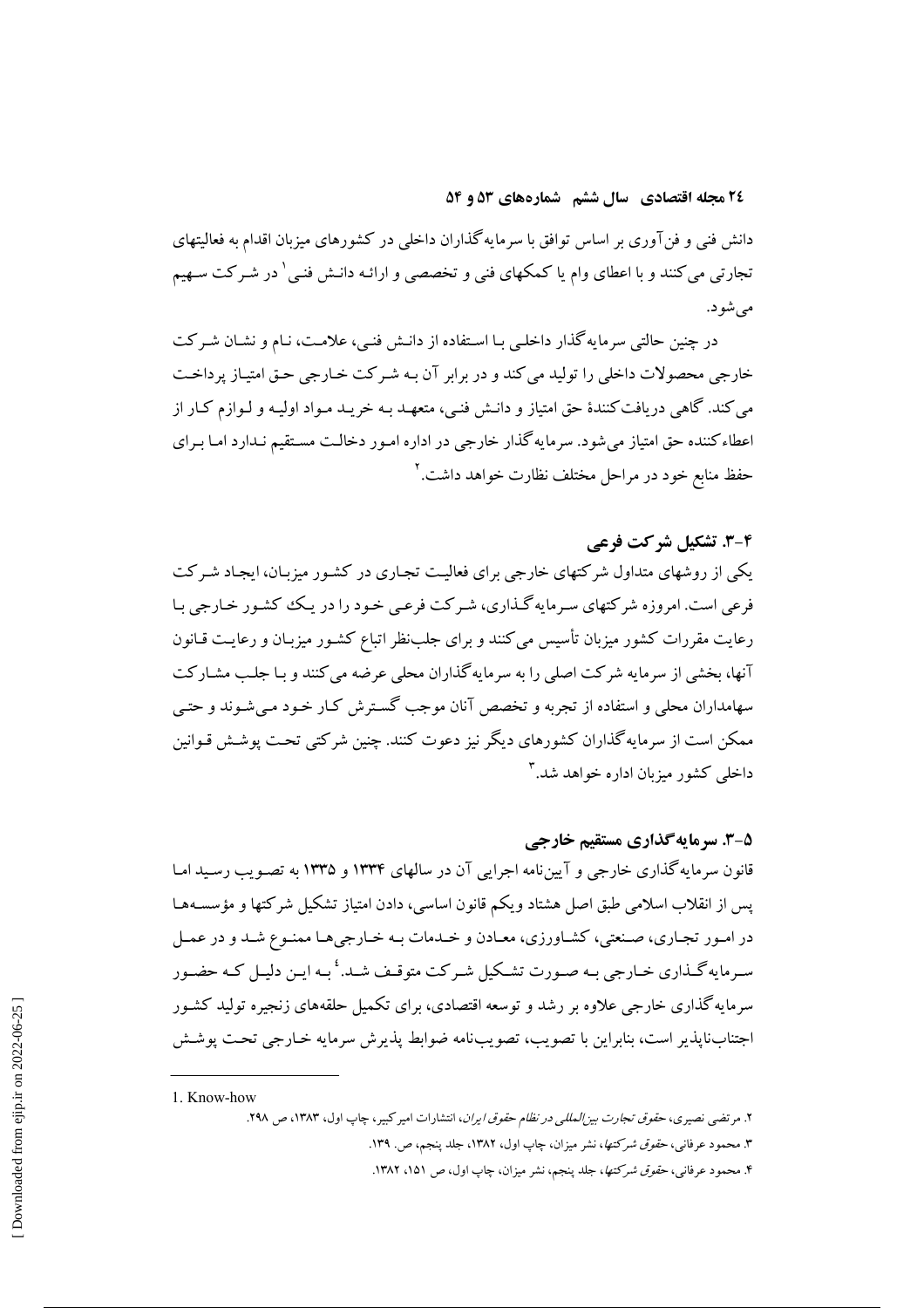دانش فنی و فن‌آوری بر اساس توافق با سرمایه‌گذاران داخلی در کشورهای میزبان اقدام به فعالیتهای تجارتی می‌کنند و با اعطای وام یا کمکهای فنی و تخصصی و ارائه دانش فنی[1] در شرکت سهیم می‌شود.

در چنین حالتی سرمایه‌گذار داخلی با استفاده از دانش فنی، علامت، نام و نشان شرکت خارجی محصولات داخلی را تولید می‌کند و در برابر آن به شرکت خارجی حق امتیاز پرداخت می‌کند. گاهی دریافت‌کنندهٔ حق امتیاز و دانش فنی، متعهد به خرید مواد اولیه و لوازم کار از اعطاکننده حق امتیاز می‌شود. سرمایه‌گذار خارجی در اداره امور دخالت مستقیم ندارد اما برای حفظ منابع خود در مراحل مختلف نظارت خواهد داشت.[2]

### ۴-۳. تشکیل شرکت فرعی

یکی از روشهای متداول شرکتهای خارجی برای فعالیت تجاری در کشور میزبان، ایجاد شرکت فرعی است. امروزه شرکتهای سرمایه‌گذاری، شرکت فرعی خود را در یک کشور خارجی با رعایت مقررات کشور میزبان تأسیس می‌کنند و برای جلب‌نظر اتباع کشور میزبان و رعایت قانون آنها، بخشی از سرمایه شرکت اصلی را به سرمایه‌گذاران محلی عرضه می‌کنند و با جلب مشارکت سهامداران محلی و استفاده از تجربه و تخصص آنان موجب گسترش کار خود می‌شوند و حتی ممکن است از سرمایه‌گذاران کشورهای دیگر نیز دعوت کنند. چنین شرکتی تحت پوشش قوانین داخلی کشور میزبان اداره خواهد شد.[3]

### ۵-۳. سرمایه‌گذاری مستقیم خارجی

قانون سرمایه‌گذاری خارجی و آیین‌نامه اجرایی آن در سالهای ۱۳۳۴ و ۱۳۳۵ به تصویب رسید اما پس از انقلاب اسلامی طبق اصل هشتاد ویکم قانون اساسی، دادن امتیاز تشکیل شرکتها و مؤسسه‌ها در امور تجاری، صنعتی، کشاورزی، معادن و خدمات به خارجی‌ها ممنوع شد و در عمل سرمایه‌گذاری خارجی به صورت تشکیل شرکت متوقف شد.[4] به این دلیل که حضور سرمایه‌گذاری خارجی علاوه بر رشد و توسعه اقتصادی، برای تکمیل حلقه‌های زنجیره تولید کشور اجتناب‌ناپذیر است، بنابراین با تصویب، تصویب‌نامه ضوابط پذیرش سرمایه خارجی تحت پوشش

---

1. Know-how

۲. مرتضی نصیری، *حقوق تجارت بین‌المللی در نظام حقوق ایران*، انتشارات امیرکبیر، چاپ اول، ۱۳۸۳، ص ۲۹۸.

۳. محمود عرفانی، *حقوق شرکتها*، نشر میزان، چاپ اول، ۱۳۸۲، جلد پنجم، ص. ۱۳۹.

۴. محمود عرفانی، *حقوق شرکتها*، جلد پنجم، نشر میزان، چاپ اول، ص ۱۵۱، ۱۳۸۲.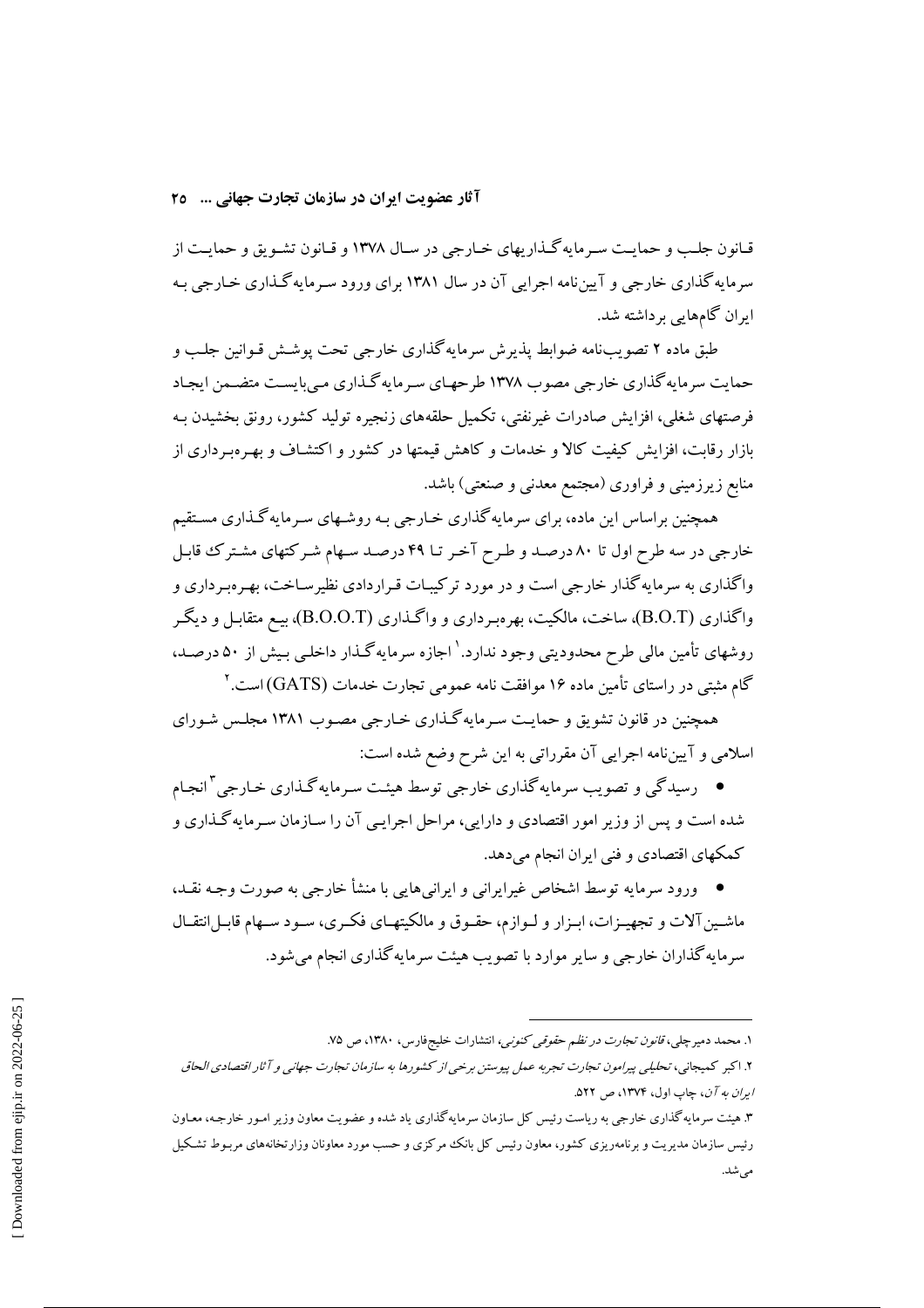قانون جلب و حمایت سرمایه‌گذاریهای خارجی در سال ۱۳۷۸ و قانون تشویق و حمایت از سرمایه‌گذاری خارجی و آیین‌نامه اجرایی آن در سال ۱۳۸۱ برای ورود سرمایه‌گذاری خارجی به ایران گامهایی برداشته شد.

طبق ماده ۲ تصویب‌نامه ضوابط پذیرش سرمایه‌گذاری خارجی تحت پوشش قوانین جلب و حمایت سرمایه‌گذاری خارجی مصوب ۱۳۷۸ طرحهای سرمایه‌گذاری می‌بایست متضمن ایجاد فرصتهای شغلی، افزایش صادرات غیرنفتی، تکمیل حلقه‌های زنجیره تولید کشور، رونق بخشیدن به بازار رقابت، افزایش کیفیت کالا و خدمات و کاهش قیمتها در کشور و اکتشاف و بهره‌برداری از منابع زیرزمینی و فراوری (مجتمع معدنی و صنعتی) باشد.

همچنین براساس این ماده، برای سرمایه‌گذاری خارجی به روشهای سرمایه‌گذاری مستقیم خارجی در سه طرح اول تا ۸۰ درصد و طرح آخر تا ۴۹ درصد سهام شرکتهای مشترک قابل واگذاری به سرمایه‌گذار خارجی است و در مورد ترکیبات قراردادی نظیرساخت، بهره‌برداری و واگذاری (B.O.T)، ساخت، مالکیت، بهره‌برداری و واگذاری (B.O.O.T)، بیع متقابل و دیگر روشهای تأمین مالی طرح محدودیتی وجود ندارد.[1] اجازه سرمایه‌گذار داخلی بیش از ۵۰ درصد، گام مثبتی در راستای تأمین ماده ۱۶ موافقت نامه عمومی تجارت خدمات (GATS) است.[2]

همچنین در قانون تشویق و حمایت سرمایه‌گذاری خارجی مصوب ۱۳۸۱ مجلس شورای اسلامی و آیین‌نامه اجرایی آن مقرراتی به این شرح وضع شده است:

- رسیدگی و تصویب سرمایه‌گذاری خارجی توسط هیئت سرمایه‌گذاری خارجی[3] انجام شده است و پس از وزیر امور اقتصادی و دارایی، مراحل اجرایی آن را سازمان سرمایه‌گذاری و کمکهای اقتصادی و فنی ایران انجام می‌دهد.
- ورود سرمایه توسط اشخاص غیرایرانی و ایرانی‌هایی با منشأ خارجی به صورت وجه نقد، ماشین‌آلات و تجهیزات، ابزار و لوازم، حقوق و مالکیتهای فکری، سود سهام قابل‌انتقال سرمایه‌گذاران خارجی و سایر موارد با تصویب هیئت سرمایه‌گذاری انجام می‌شود.

---

۱. محمد دمیرچلی، *قانون تجارت در نظم حقوقی کنونی*، انتشارات خلیج‌فارس، ۱۳۸۰، ص ۷۵.

۲. اکبر کمیجانی، *تحلیلی پیرامون تجارت تجربه عمل پیوستن برخی از کشورها به سازمان تجارت جهانی و آثار اقتصادی الحاق ایران به آن*، چاپ اول، ۱۳۷۴، ص ۵۲۲.

۳. هیئت سرمایه‌گذاری خارجی به ریاست رئیس کل سازمان سرمایه‌گذاری یاد شده و عضویت معاون وزیر امور خارجه، معاون رئیس سازمان مدیریت و برنامه‌ریزی کشور، معاون رئیس کل بانک مرکزی و حسب مورد معاونان وزارتخانه‌های مربوط تشکیل می‌شد.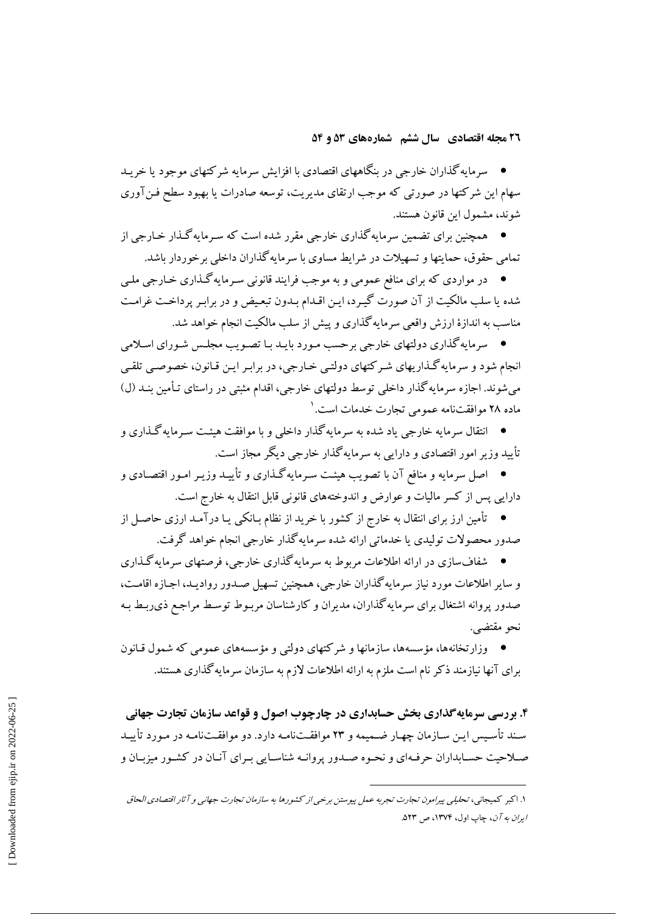- سرمایه‌گذاران خارجی در بنگاههای اقتصادی با افزایش سرمایه شرکتهای موجود یا خرید سهام این شرکتها در صورتی که موجب ارتقای مدیریت، توسعه صادرات یا بهبود سطح فن‌آوری شوند، مشمول این قانون هستند.
- همچنین برای تضمین سرمایه‌گذاری خارجی مقرر شده است که سرمایه‌گذار خارجی از تمامی حقوق، حمایتها و تسهیلات در شرایط مساوی با سرمایه‌گذاران داخلی برخوردار باشد.
- در مواردی که برای منافع عمومی و به موجب فرایند قانونی سرمایه‌گذاری خارجی ملی شده یا سلب مالکیت از آن صورت گیرد، این اقدام بدون تبعیض و در برابر پرداخت غرامت مناسب به اندازهٔ ارزش واقعی سرمایه‌گذاری و پیش از سلب مالکیت انجام خواهد شد.
- سرمایه‌گذاری دولتهای خارجی برحسب مورد باید با تصویب مجلس شورای اسلامی انجام شود و سرمایه‌گذاریهای شرکتهای دولتی خارجی، در برابر این قانون، خصوصی تلقی می‌شوند. اجازه سرمایه‌گذار داخلی توسط دولتهای خارجی، اقدام مثبتی در راستای تأمین بند (ل) ماده ۲۸ موافقت‌نامه عمومی تجارت خدمات است.[1]
- انتقال سرمایه خارجی یاد شده به سرمایه‌گذار داخلی و با موافقت هیئت سرمایه‌گذاری و تأیید وزیر امور اقتصادی و دارایی به سرمایه‌گذار خارجی دیگر مجاز است.
- اصل سرمایه و منافع آن با تصویب هیئت سرمایه‌گذاری و تأیید وزیر امور اقتصادی و دارایی پس از کسر مالیات و عوارض و اندوخته‌های قانونی قابل انتقال به خارج است.
- تأمین ارز برای انتقال به خارج از کشور با خرید از نظام بانکی یا درآمد ارزی حاصل از صدور محصولات تولیدی یا خدماتی ارائه شده سرمایه‌گذار خارجی انجام خواهد گرفت.
- شفاف‌سازی در ارائه اطلاعات مربوط به سرمایه‌گذاری خارجی، فرصتهای سرمایه‌گذاری و سایر اطلاعات مورد نیاز سرمایه‌گذاران خارجی، همچنین تسهیل صدور روادید، اجازه اقامت، صدور پروانه اشتغال برای سرمایه‌گذاران، مدیران و کارشناسان مربوط توسط مراجع ذی‌ربط به نحو مقتضی.
- وزارتخانه‌ها، مؤسسه‌ها، سازمانها و شرکتهای دولتی و مؤسسه‌های عمومی که شمول قانون برای آنها نیازمند ذکر نام است ملزم به ارائه اطلاعات لازم به سازمان سرمایه‌گذاری هستند.

### ۴. بررسی سرمایه‌گذاری بخش حسابداری در چارچوب اصول و قواعد سازمان تجارت جهانی

سند تأسیس این سازمان چهار ضمیمه و ۲۳ موافقت‌نامه دارد. دو موافقت‌نامه در مورد تأیید صلاحیت حسابداران حرفه‌ای و نحوه صدور پروانه شناسایی برای آنان در کشور میزبان و

---

[1] اکبر کمیجانی، *تحلیلی پیرامون تجارت تجربه عمل پیوستن برخی از کشورها به سازمان تجارت جهانی و آثار اقتصادی الحاق ایران به آن*، چاپ اول، ۱۳۷۴، ص ۵۲۳.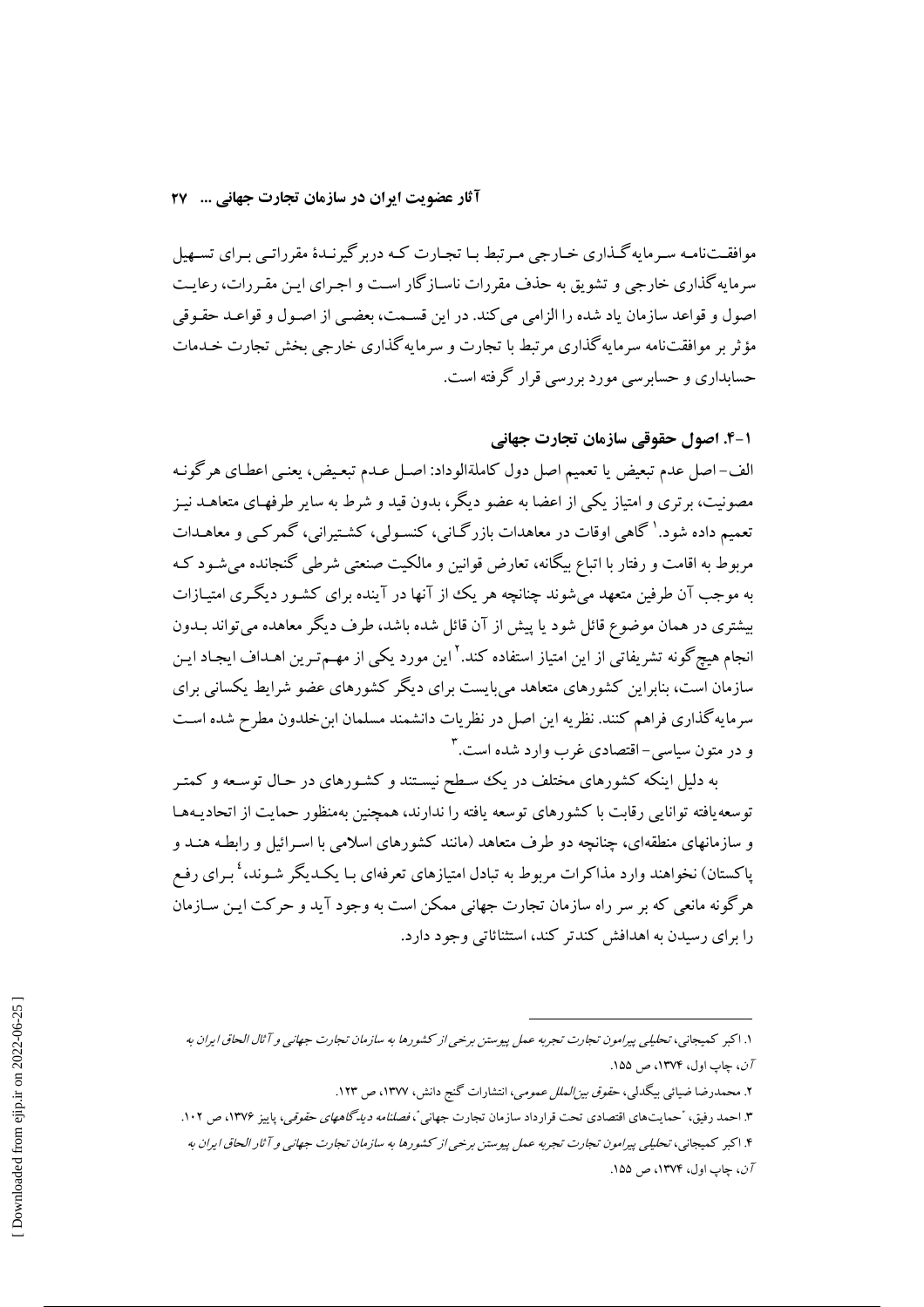موافقت‌نامه سرمایه‌گذاری خارجی مرتبط با تجارت که دربرگیرندهٔ مقرراتی برای تسهیل سرمایه‌گذاری خارجی و تشویق به حذف مقررات ناسازگار است و اجرای این مقررات، رعایت اصول و قواعد سازمان یاد شده را الزامی می‌کند. در این قسمت، بعضی از اصول و قواعد حقوقی مؤثر بر موافقت‌نامه سرمایه‌گذاری مرتبط با تجارت و سرمایه‌گذاری خارجی بخش تجارت خدمات حسابداری و حسابرسی مورد بررسی قرار گرفته است.

### ۱-۴. اصول حقوقی سازمان تجارت جهانی

الف- اصل عدم تبعیض یا تعمیم اصل دول کاملةالوداد: اصل عدم تبعیض، یعنی اعطای هرگونه مصونیت، برتری و امتیاز یکی از اعضا به عضو دیگر، بدون قید و شرط به سایر طرفهای متعاهد نیز تعمیم داده شود.[1] گاهی اوقات در معاهدات بازرگانی، کنسولی، کشتیرانی، گمرکی و معاهدات مربوط به اقامت و رفتار با اتباع بیگانه، تعارض قوانین و مالکیت صنعتی شرطی گنجانده می‌شود که به موجب آن طرفین متعهد می‌شوند چنانچه هر یک از آنها در آینده برای کشور دیگری امتیازات بیشتری در همان موضوع قائل شود یا پیش از آن قائل شده باشد، طرف دیگر معاهده می‌تواند بدون انجام هیچ‌گونه تشریفاتی از این امتیاز استفاده کند.[2] این مورد یکی از مهم‌ترین اهداف ایجاد این سازمان است، بنابراین کشورهای متعاهد می‌بایست برای دیگر کشورهای عضو شرایط یکسانی برای سرمایه‌گذاری فراهم کنند. نظریه این اصل در نظریات دانشمند مسلمان ابن‌خلدون مطرح شده است و در متون سیاسی- اقتصادی غرب وارد شده است.[3]

به دلیل اینکه کشورهای مختلف در یک سطح نیستند و کشورهای در حال توسعه و کمتر توسعه‌یافته توانایی رقابت با کشورهای توسعه یافته را ندارند، همچنین به‌منظور حمایت از اتحادیه‌ها و سازمانهای منطقه‌ای، چنانچه دو طرف متعاهد (مانند کشورهای اسلامی با اسرائیل و رابطه هند و پاکستان) نخواهند وارد مذاکرات مربوط به تبادل امتیازهای تعرفه‌ای با یکدیگر شوند،[4] برای رفع هرگونه مانعی که بر سر راه سازمان تجارت جهانی ممکن است به وجود آید و حرکت این سازمان را برای رسیدن به اهدافش کندتر کند، استثنائاتی وجود دارد.

---

۱. اکبر کمیجانی، *تحلیلی پیرامون تجارت تجربه عمل پیوستن برخی از کشورها به سازمان تجارت جهانی و آثال الحاق ایران به آن*، چاپ اول، ۱۳۷۴، ص ۱۵۵.

۲. محمدرضا ضیائی بیگدلی، *حقوق بین‌الملل عمومی*، انتشارات گنج دانش، ۱۳۷۷، ص ۱۲۳.

۳. احمد رفیق، "حمایت‌های اقتصادی تحت قرارداد سازمان تجارت جهانی"، *فصلنامه دیدگاههای حقوقی*، پاییز ۱۳۷۶، ص ۱۰۲.

۴. اکبر کمیجانی، *تحلیلی پیرامون تجارت تجربه عمل پیوستن برخی از کشورها به سازمان تجارت جهانی و آثار الحاق ایران به آن*، چاپ اول، ۱۳۷۴، ص ۱۵۵.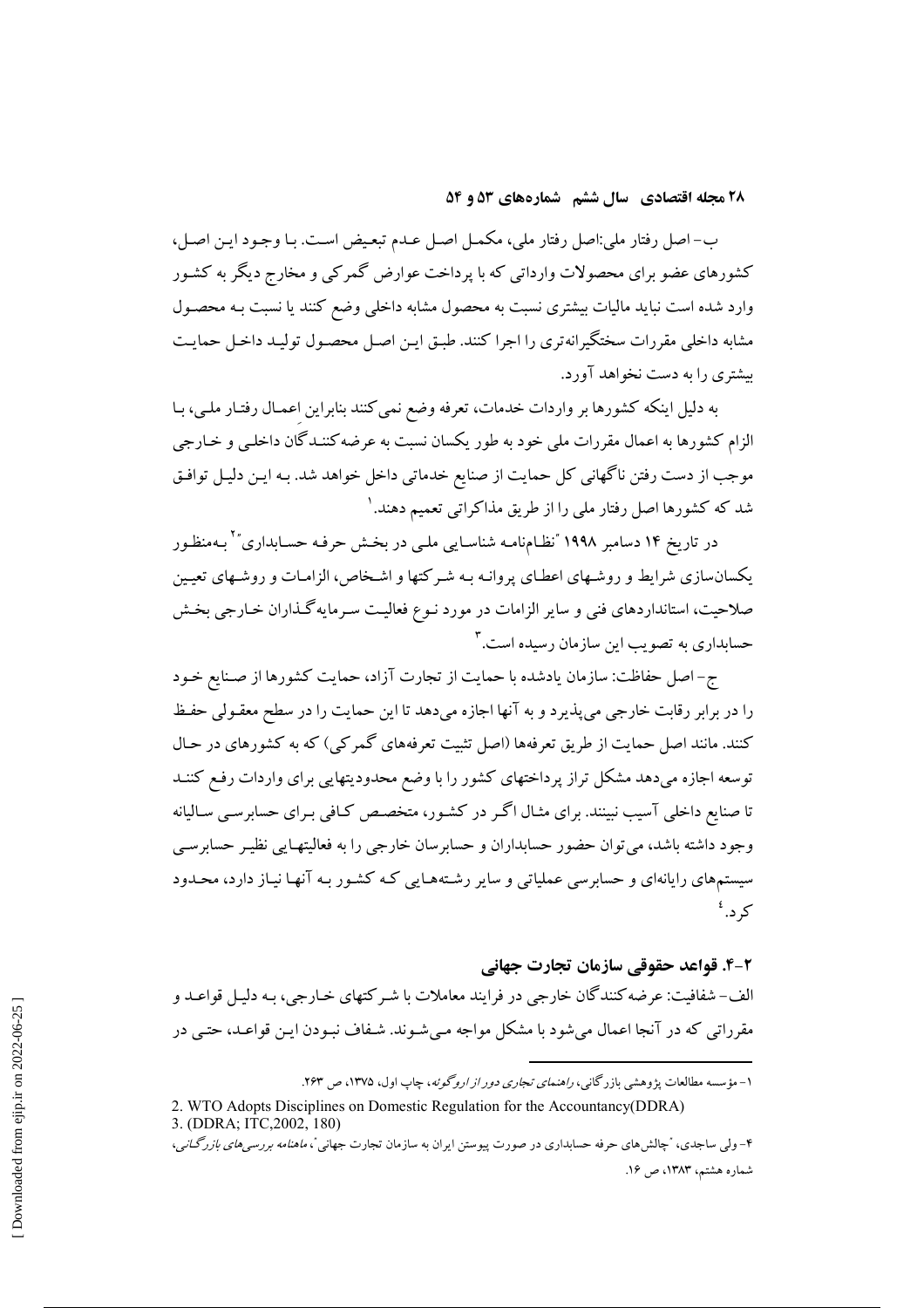ب- اصل رفتار ملی:اصل رفتار ملی، مکمل اصل عدم تبعیض است. با وجود این اصل، کشورهای عضو برای محصولات وارداتی که با پرداخت عوارض گمرکی و مخارج دیگر به کشور وارد شده است نباید مالیات بیشتری نسبت به محصول مشابه داخلی وضع کنند یا نسبت به محصول مشابه داخلی مقررات سختگیرانه‌تری را اجرا کنند. طبق این اصل محصول تولید داخل حمایت بیشتری را به دست نخواهد آورد.

به دلیل اینکه کشورها بر واردات خدمات، تعرفه وضع نمی‌کنند بنابراین اعمال رفتار ملی، با الزام کشورها به اعمال مقررات ملی خود به طور یکسان نسبت به عرضه‌کنندگان داخلی و خارجی موجب از دست رفتن ناگهانی کل حمایت از صنایع خدماتی داخل خواهد شد. به این دلیل توافق شد که کشورها اصل رفتار ملی را از طریق مذاکراتی تعمیم دهند.[1]

در تاریخ ۱۴ دسامبر ۱۹۹۸ "نظام‌نامه شناسایی ملی در بخش حرفه حسابداری"[2] به‌منظور یکسان‌سازی شرایط و روشهای اعطای پروانه به شرکتها و اشخاص، الزامات و روشهای تعیین صلاحیت، استانداردهای فنی و سایر الزامات در مورد نوع فعالیت سرمایه‌گذاران خارجی بخش حسابداری به تصویب این سازمان رسیده است.[3]

ج- اصل حفاظت: سازمان یادشده با حمایت از تجارت آزاد، حمایت کشورها از صنایع خود را در برابر رقابت خارجی می‌پذیرد و به آنها اجازه می‌دهد تا این حمایت را در سطح معقولی حفظ کنند. مانند اصل حمایت از طریق تعرفه‌ها (اصل تثبیت تعرفه‌های گمرکی) که به کشورهای در حال توسعه اجازه می‌دهد مشکل تراز پرداختهای کشور را با وضع محدودیتهایی برای واردات رفع کنند تا صنایع داخلی آسیب نبینند. برای مثال اگر در کشور، متخصص کافی برای حسابرسی سالیانه وجود داشته باشد، می‌توان حضور حسابداران و حسابرسان خارجی را به فعالیتهایی نظیر حسابرسی سیستم‌های رایانه‌ای و حسابرسی عملیاتی و سایر رشته‌هایی که کشور به آنها نیاز دارد، محدود کرد.[4]

### ۲-۴. قواعد حقوقی سازمان تجارت جهانی

الف- شفافیت: عرضه‌کنندگان خارجی در فرایند معاملات با شرکتهای خارجی، به دلیل قواعد و مقرراتی که در آنجا اعمال می‌شود با مشکل مواجه می‌شوند. شفاف نبودن این قواعد، حتی در

---

۱- مؤسسه مطالعات پژوهشی بازرگانی، *راهنمای تجاری دور از اروگوئه*، چاپ اول، ۱۳۷۵، ص ۲۶۳.

2. WTO Adopts Disciplines on Domestic Regulation for the Accountancy(DDRA)

3. (DDRA; ITC,2002, 180)

۴- ولی ساجدی، "چالش‌های حرفه حسابداری در صورت پیوستن ایران به سازمان تجارت جهانی"، *ماهنامه بررسی‌های بازرگانی*، شماره هشتم، ۱۳۸۳، ص ۱۶.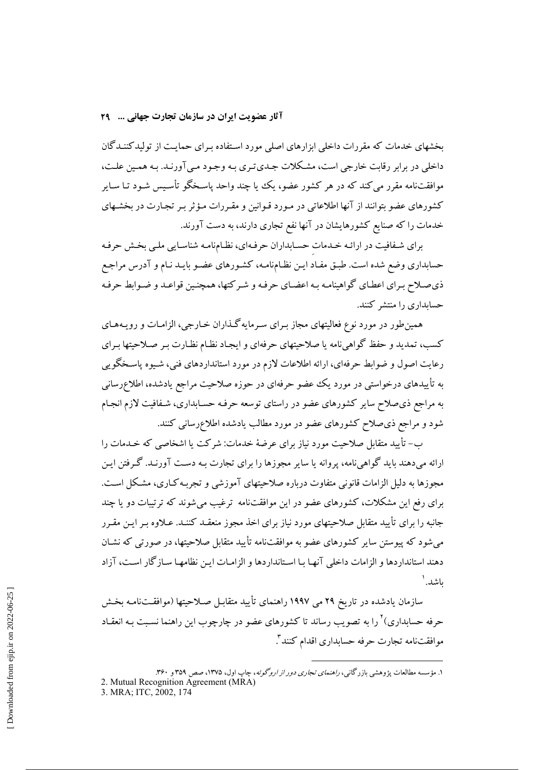بخشهای خدمات که مقررات داخلی ابزارهای اصلی مورد استفاده برای حمایت از تولیدکنندگان داخلی در برابر رقابت خارجی است، مشکلات جدی‌تری به وجود می‌آورند. به همین علت، موافقت‌نامه مقرر می‌کند که در هر کشور عضو، یک یا چند واحد پاسخگو تأسیس شود تا سایر کشورهای عضو بتوانند از آنها اطلاعاتی در مورد قوانین و مقررات مؤثر بر تجارت در بخشهای خدمات را که صنایع کشورهایشان در آنها نفع تجاری دارند، به دست آورند.

برای شفافیت در ارائه خدماتِ حسابداران حرفه‌ای، نظام‌نامه شناسایی ملی بخش حرفه حسابداری وضع شده است. طبق مفادِ این نظام‌نامه، کشورهای عضو باید نام و آدرس مراجع ذی‌صلاح برای اعطای گواهینامه به اعضای حرفه و شرکتها، همچنین قواعد و ضوابط حرفه حسابداری را منتشر کنند.

همین‌طور در مورد نوع فعالیتهای مجاز برای سرمایه‌گذاران خارجی، الزامات و رویه‌های کسب، تمدید و حفظ گواهی‌نامه یا صلاحیتهای حرفه‌ای و ایجاد نظام نظارت بر صلاحیتها برای رعایت اصول و ضوابط حرفه‌ای، ارائه اطلاعات لازم در مورد استانداردهای فنی، شیوه پاسخگویی به تأییدهای درخواستی در مورد یک عضو حرفه‌ای در حوزه صلاحیت مراجع یادشده، اطلاع‌رسانی به مراجع ذی‌صلاح سایر کشورهای عضو در راستای توسعه حرفه حسابداری، شفافیت لازم انجام شود و مراجع ذی‌صلاح کشورهای عضو در مورد مطالب یادشده اطلاع‌رسانی کنند.

ب- تأیید متقابل صلاحیت مورد نیاز برای عرضهٔ خدمات: شرکت یا اشخاصی که خدمات را ارائه می‌دهند باید گواهی‌نامه، پروانه یا سایر مجوزها را برای تجارت به دست آورند. گرفتن این مجوزها به دلیل الزامات قانونی متفاوت درباره صلاحیتهای آموزشی و تجربه‌کاری، مشکل است. برای رفع این مشکلات، کشورهای عضو در این موافقت‌نامه ترغیب می‌شوند که ترتیبات دو یا چند جانبه را برای تأیید متقابل صلاحیتهای مورد نیاز برای اخذ مجوز منعقد کنند. علاوه بر این مقرر می‌شود که پیوستن سایر کشورهای عضو به موافقت‌نامه تأیید متقابل صلاحیتها، در صورتی که نشان دهند استانداردها و الزامات داخلی آنها با استانداردها و الزامات این نظامها سازگار است، آزاد باشد.[1]

سازمان یادشده در تاریخ ۲۹ می ۱۹۹۷ راهنمای تأیید متقابل صلاحیتها (موافقت‌نامه بخش حرفه حسابداری)[2] را به تصویب رساند تا کشورهای عضو در چارچوب این راهنما نسبت به انعقاد موافقت‌نامه تجارت حرفه حسابداری اقدام کنند[3].

---

۱. مؤسسه مطالعات پژوهشی بازرگانی، *راهنمای تجاری دور از اروگوئه*، چاپ اول، ۱۳۷۵، صص ۳۵۹ و ۳۶۰.

2. Mutual Recognition Agreement (MRA)

3. MRA; ITC, 2002, 174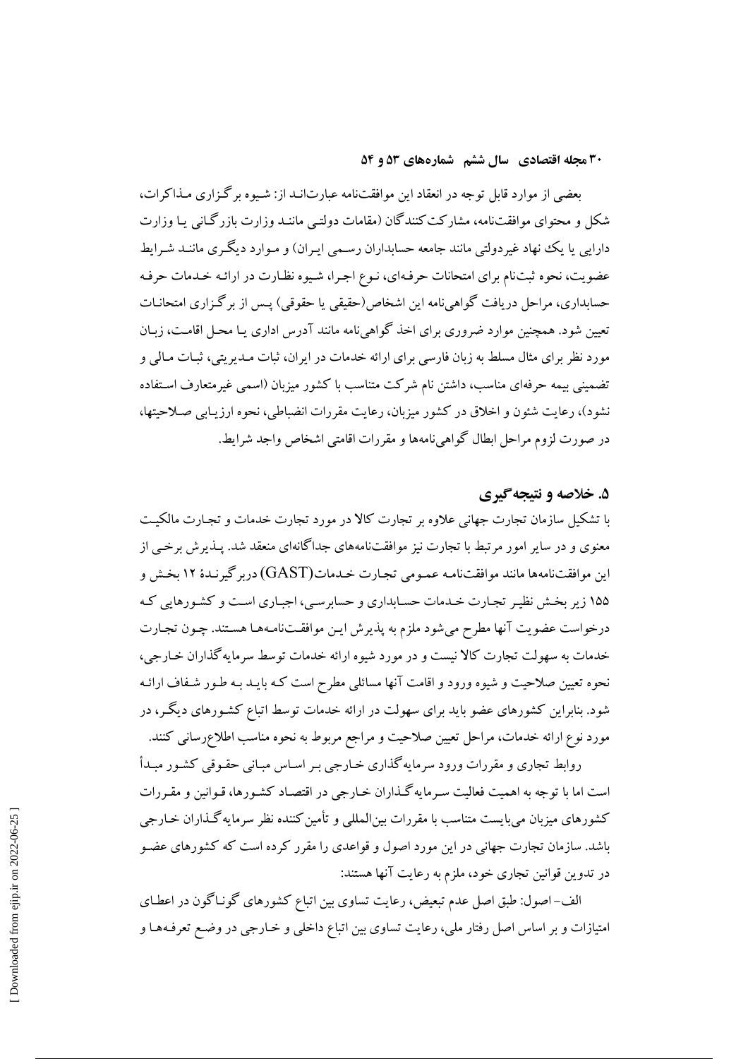بعضی از موارد قابل توجه در انعقاد این موافقت‌نامه عبارت‌اند از: شیوه برگزاری مذاکرات، شکل و محتوای موافقت‌نامه، مشارکت‌کنندگان (مقامات دولتی مانند وزارت بازرگانی یا وزارت دارایی یا یک نهاد غیردولتی مانند جامعه حسابداران رسمی ایران) و موارد دیگری مانند شرایط عضویت، نحوه ثبت‌نام برای امتحانات حرفه‌ای، نوع اجرا، شیوه نظارت در ارائه خدمات حرفه حسابداری، مراحل دریافت گواهی‌نامه این اشخاص (حقیقی یا حقوقی) پس از برگزاری امتحانات تعیین شود. همچنین موارد ضروری برای اخذ گواهی‌نامه مانند آدرس اداری یا محل اقامت، زبان مورد نظر برای مثال مسلط به زبان فارسی برای ارائه خدمات در ایران، ثبات مدیریتی، ثبات مالی و تضمینی بیمه حرفه‌ای مناسب، داشتن نام شرکت متناسب با کشور میزبان (اسمی غیرمتعارف استفاده نشود)، رعایت شئون و اخلاق در کشور میزبان، رعایت مقررات انضباطی، نحوه ارزیابی صلاحیتها، در صورت لزوم مراحل ابطال گواهی‌نامه‌ها و مقررات اقامتی اشخاص واجد شرایط.

## ۵. خلاصه و نتیجه‌گیری

با تشکیل سازمان تجارت جهانی علاوه بر تجارت کالا در مورد تجارت خدمات و تجارت مالکیت معنوی و در سایر امور مرتبط با تجارت نیز موافقت‌نامه‌های جداگانه‌ای منعقد شد. پذیرش برخی از این موافقت‌نامه‌ها مانند موافقت‌نامه عمومی تجارت خدمات (GAST) دربرگیرندهٔ ۱۲ بخش و ۱۵۵ زیر بخش نظیر تجارت خدمات حسابداری و حسابرسی، اجباری است و کشورهایی که درخواست عضویت آنها مطرح می‌شود ملزم به پذیرش این موافقت‌نامه‌ها هستند. چون تجارت خدمات به سهولت تجارت کالا نیست و در مورد شیوه ارائه خدمات توسط سرمایه‌گذاران خارجی، نحوه تعیین صلاحیت و شیوه ورود و اقامت آنها مسائلی مطرح است که باید به طور شفاف ارائه شود. بنابراین کشورهای عضو باید برای سهولت در ارائه خدمات توسط اتباع کشورهای دیگر، در مورد نوع ارائه خدمات، مراحل تعیین صلاحیت و مراجع مربوط به نحوه مناسب اطلاع‌رسانی کنند.

روابط تجاری و مقررات ورود سرمایه‌گذاری خارجی بر اساس مبانی حقوقی کشور مبدأ است اما با توجه به اهمیت فعالیت سرمایه‌گذاران خارجی در اقتصاد کشورها، قوانین و مقررات کشورهای میزبان می‌بایست متناسب با مقررات بین‌المللی و تأمین‌کننده نظر سرمایه‌گذاران خارجی باشد. سازمان تجارت جهانی در این مورد اصول و قواعدی را مقرر کرده است که کشورهای عضو در تدوین قوانین تجاری خود، ملزم به رعایت آنها هستند:

الف- اصول: طبق اصل عدم تبعیض، رعایت تساوی بین اتباع کشورهای گوناگون در اعطای امتیازات و بر اساس اصل رفتار ملی، رعایت تساوی بین اتباع داخلی و خارجی در وضع تعرفه‌ها و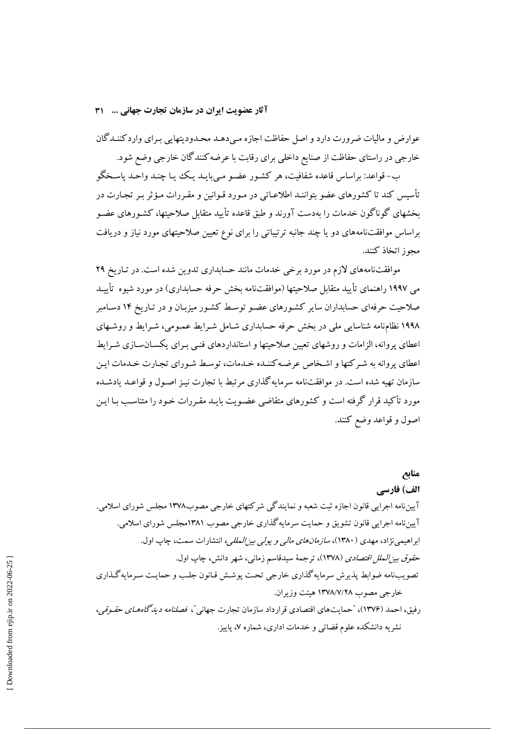عوارض و مالیات ضرورت دارد و اصل حفاظت اجازه می‌دهد محدودیتهایی برای واردکنندگان خارجی در راستای حفاظت از صنایع داخلی برای رقابت با عرضه‌کنندگان خارجی وضع شود.

ب- قواعد: براساس قاعده شفافیت، هر کشور عضو می‌باید یک یا چند واحد پاسخگو تأسیس کند تا کشورهای عضو بتوانند اطلاعاتی در مورد قوانین و مقررات مؤثر بر تجارت در بخشهای گوناگون خدمات را به‌دست آورند و طبق قاعده تأیید متقابل صلاحیتها، کشورهای عضو براساس موافقت‌نامه‌های دو یا چند جانبه ترتیباتی را برای نوع تعیین صلاحیتهای مورد نیاز و دریافت مجوز اتخاذ کنند.

موافقت‌نامه‌های لازم در مورد برخی خدمات مانند حسابداری تدوین شده است. در تاریخ ۲۹ می ۱۹۹۷ راهنمای تأیید متقابل صلاحیتها (موافقت‌نامه بخش حرفه حسابداری) در مورد شیوه تأیید صلاحیت حرفه‌ای حسابداران سایر کشورهای عضو توسط کشور میزبان و در تاریخ ۱۴ دسامبر ۱۹۹۸ نظام‌نامه شناسایی ملی در بخش حرفه حسابداری شامل شرایط عمومی، شرایط و روشهای اعطای پروانه، الزامات و روشهای تعیین صلاحیتها و استانداردهای فنی برای یکسان‌سازی شرایط اعطای پروانه به شرکتها و اشخاص عرضه‌کننده خدمات، توسط شورای تجارت خدمات این سازمان تهیه شده است. در موافقت‌نامه سرمایه‌گذاری مرتبط با تجارت نیز اصول و قواعد یادشده مورد تأکید قرار گرفته است و کشورهای متقاضی عضویت باید مقررات خود را متناسب با این اصول و قواعد وضع کنند.

## منابع

### الف) فارسی

آیین‌نامه اجرایی قانون اجازه ثبت شعبه و نمایندگی شرکتهای خارجی مصوب۱۳۷۸ مجلس شورای اسلامی.

آیین‌نامه اجرایی قانون تشویق و حمایت سرمایه‌گذاری خارجی مصوب ۱۳۸۱مجلس شورای اسلامی.

ابراهیمی‌نژاد، مهدی (۱۳۸۰)، *سازمان‌های مالی و پولی بین‌المللی*، انتشارات سمت، چاپ اول.

*حقوق بین‌الملل اقتصادی* (۱۳۷۸)، ترجمهٔ سیدقاسم زمانی، شهر دانش، چاپ اول.

تصویب‌نامه ضوابط پذیرش سرمایه‌گذاری خارجی تحت پوشش قانون جلب و حمایت سرمایه‌گذاری خارجی مصوب ۱۳۷۸/۷/۲۸ هیئت وزیران.

رفیق، احمد (۱۳۷۶)، "حمایت‌های اقتصادی قرارداد سازمان تجارت جهانی"، *فصلنامه دیدگاه‌های حقوقی*، نشریه دانشکده علوم قضائی و خدمات اداری، شماره ۷، پاییز.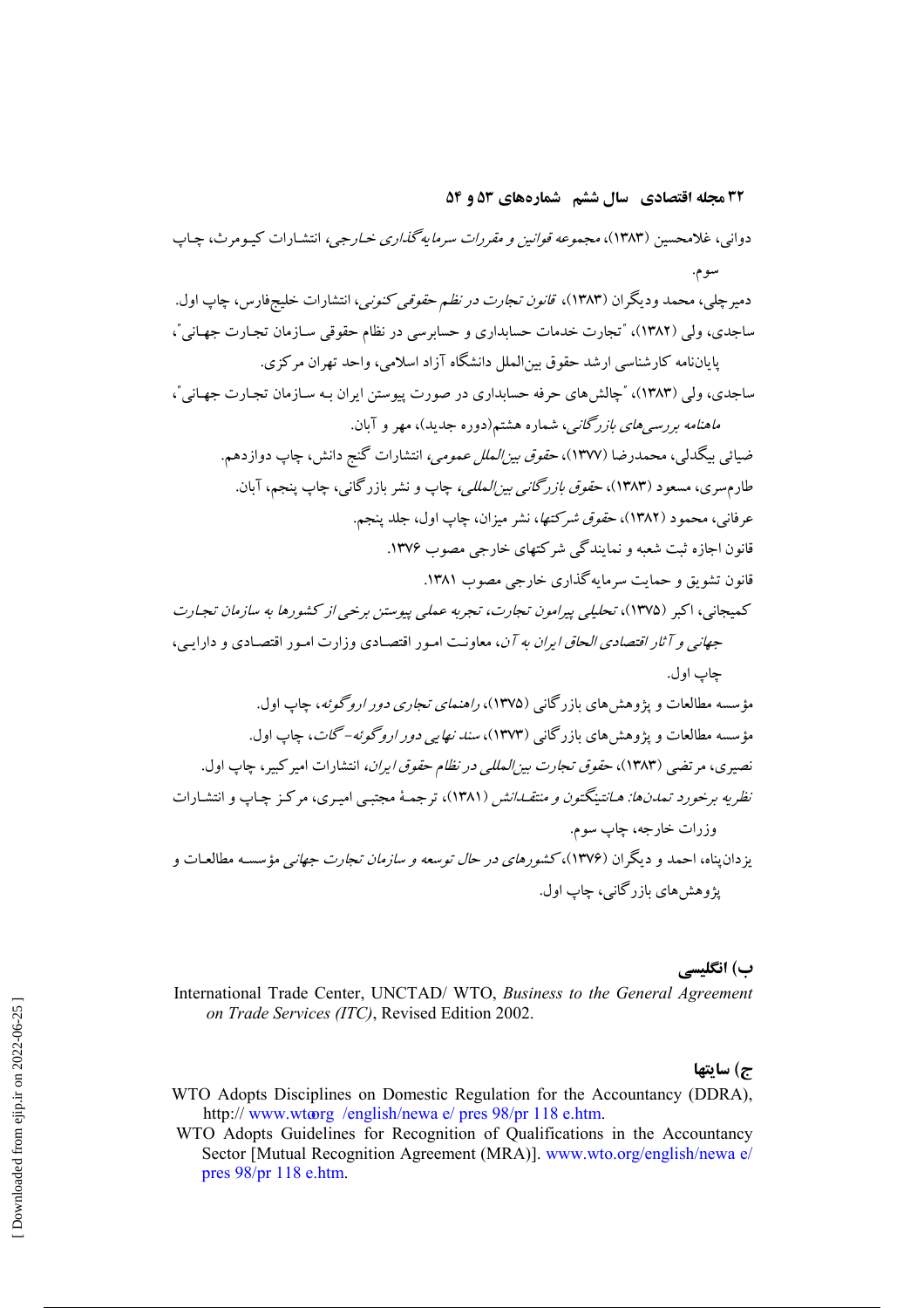دوانی، غلامحسین (۱۳۸۳)، *مجموعه قوانین و مقررات سرمایه‌گذاری خارجی*، انتشارات کیومرث، چاپ سوم.

دمیرچلی، محمد ودیگران (۱۳۸۳)، *قانون تجارت در نظم حقوقی کنونی*، انتشارات خلیج‌فارس، چاپ اول.

ساجدی، ولی (۱۳۸۲)، "تجارت خدمات حسابداری و حسابرسی در نظام حقوقی سازمان تجارت جهانی"، پایان‌نامه کارشناسی ارشد حقوق بین‌الملل دانشگاه آزاد اسلامی، واحد تهران مرکزی.

ساجدی، ولی (۱۳۸۳)، "چالش‌های حرفه حسابداری در صورت پیوستن ایران به سازمان تجارت جهانی"، *ماهنامه بررسی‌های بازرگانی*، شماره هشتم(دوره جدید)، مهر و آبان.

ضیائی بیگدلی، محمدرضا (۱۳۷۷)، *حقوق بین‌الملل عمومی*، انتشارات گنج دانش، چاپ دوازدهم.

طارم‌سری، مسعود (۱۳۸۳)، *حقوق بازرگانی بین‌المللی*، چاپ و نشر بازرگانی، چاپ پنجم، آبان.

عرفانی، محمود (۱۳۸۲)، *حقوق شرکتها*، نشر میزان، چاپ اول، جلد پنجم.

قانون اجازه ثبت شعبه و نمایندگی شرکتهای خارجی مصوب ۱۳۷۶.

قانون تشویق و حمایت سرمایه‌گذاری خارجی مصوب ۱۳۸۱.

کمیجانی، اکبر (۱۳۷۵)، *تحلیلی پیرامون تجارت، تجربه عملی پیوستن برخی از کشورها به سازمان تجارت جهانی و آثار اقتصادی الحاق ایران به آن*، معاونت امور اقتصادی وزارت امور اقتصادی و دارایی، چاپ اول.

مؤسسه مطالعات و پژوهش‌های بازرگانی (۱۳۷۵)، *راهنمای تجاری دور اروگوئه*، چاپ اول.

مؤسسه مطالعات و پژوهش‌های بازرگانی (۱۳۷۳)، *سند نهایی دور اروگوئه-گات*، چاپ اول.

نصیری، مرتضی (۱۳۸۳)، *حقوق تجارت بین‌المللی در نظام حقوق ایران*، انتشارات امیرکبیر، چاپ اول.

*نظریه برخورد تمدن‌ها: هانتینگتون و منتقدانش* (۱۳۸۱)، ترجمهٔ مجتبی امیری، مرکز چاپ و انتشارات وزرات خارجه، چاپ سوم.

یزدان‌پناه، احمد و دیگران (۱۳۷۶)، *کشورهای در حال توسعه و سازمان تجارت جهانی* مؤسسه مطالعات و پژوهش‌های بازرگانی، چاپ اول.

### ب) انگلیسی

International Trade Center, UNCTAD/ WTO, *Business to the General Agreement on Trade Services (ITC)*, Revised Edition 2002.

### ج) سایتها

WTO Adopts Disciplines on Domestic Regulation for the Accountancy (DDRA), http:// www.wto.org /english/newa e/ pres 98/pr 118 e.htm.

WTO Adopts Guidelines for Recognition of Qualifications in the Accountancy Sector [Mutual Recognition Agreement (MRA)]. www.wto.org/english/newa e/ pres 98/pr 118 e.htm.